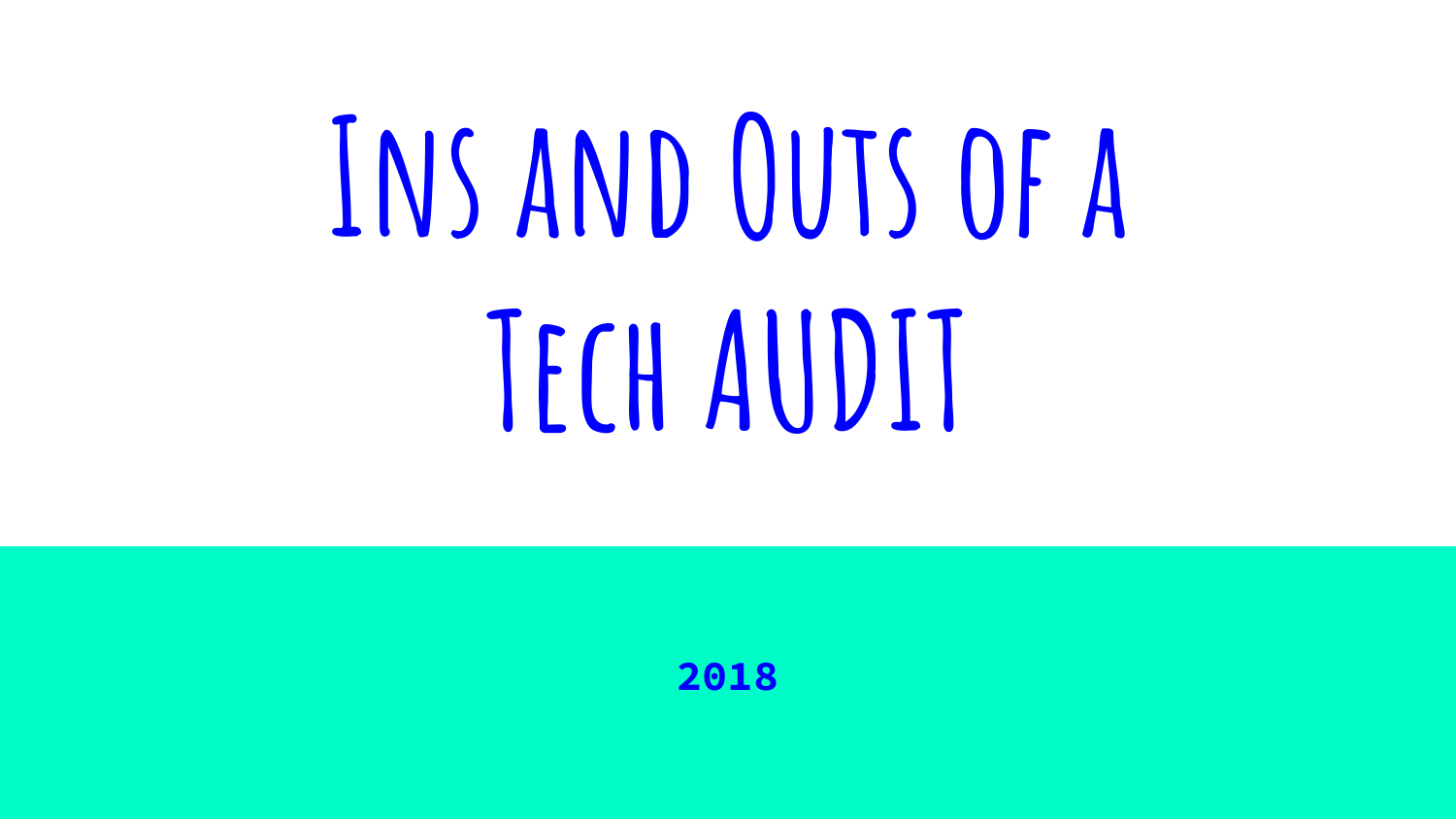# Ins and Outs of a Tech Audit

2018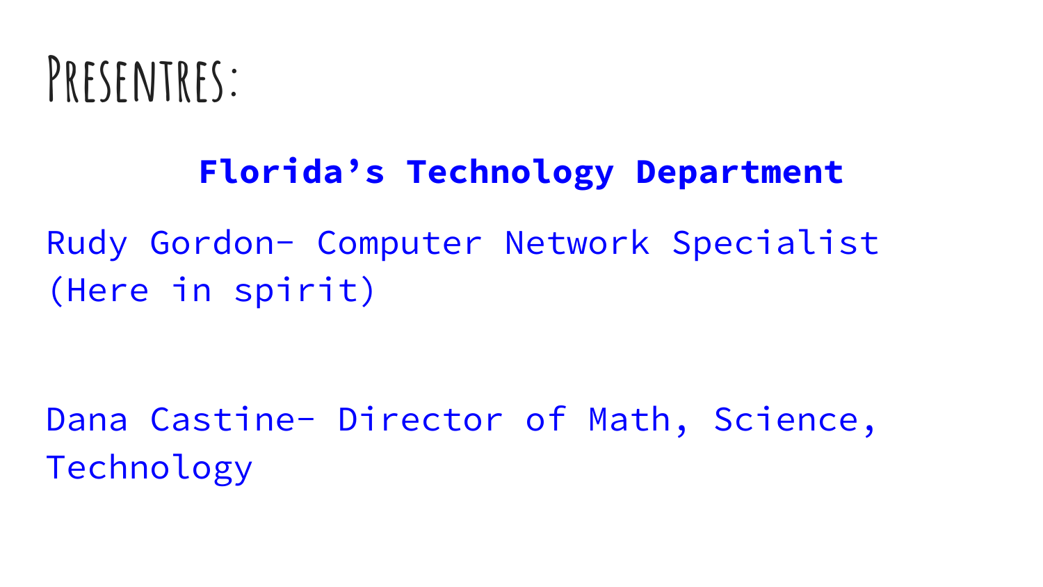# Presentres:

**Florida's Technology Department**

Rudy Gordon- Computer Network Specialist (Here in spirit)

Dana Castine- Director of Math, Science, Technology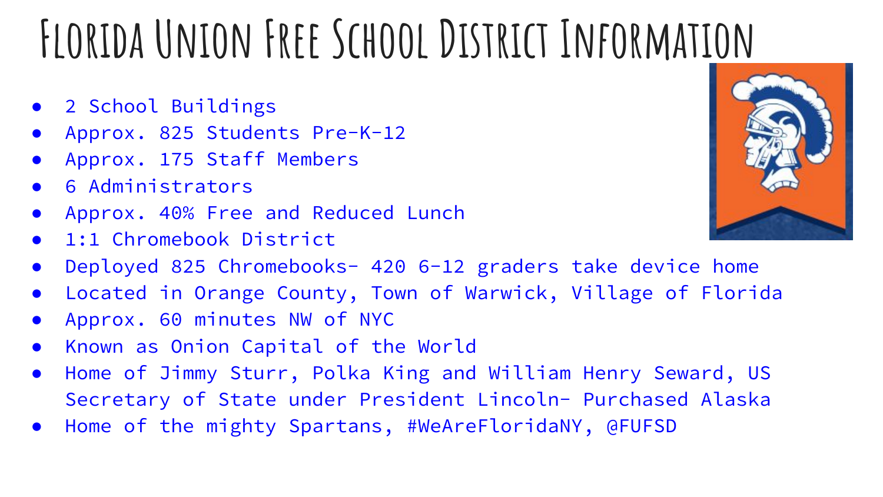# Florida Union Free School District Information

- 2 School Buildings
- Approx. 825 Students Pre-K-12
- Approx. 175 Staff Members
- 6 Administrators
- Approx. 40% Free and Reduced Lunch
- 1:1 Chromebook District
- Deployed 825 Chromebooks- 420 6-12 graders take device home
- Located in Orange County, Town of Warwick, Village of Florida
- Approx. 60 minutes NW of NYC
- Known as Onion Capital of the World
- Home of Jimmy Sturr, Polka King and William Henry Seward, US Secretary of State under President Lincoln- Purchased Alaska
- Home of the mighty Spartans, #WeAreFloridaNY, @FUFSD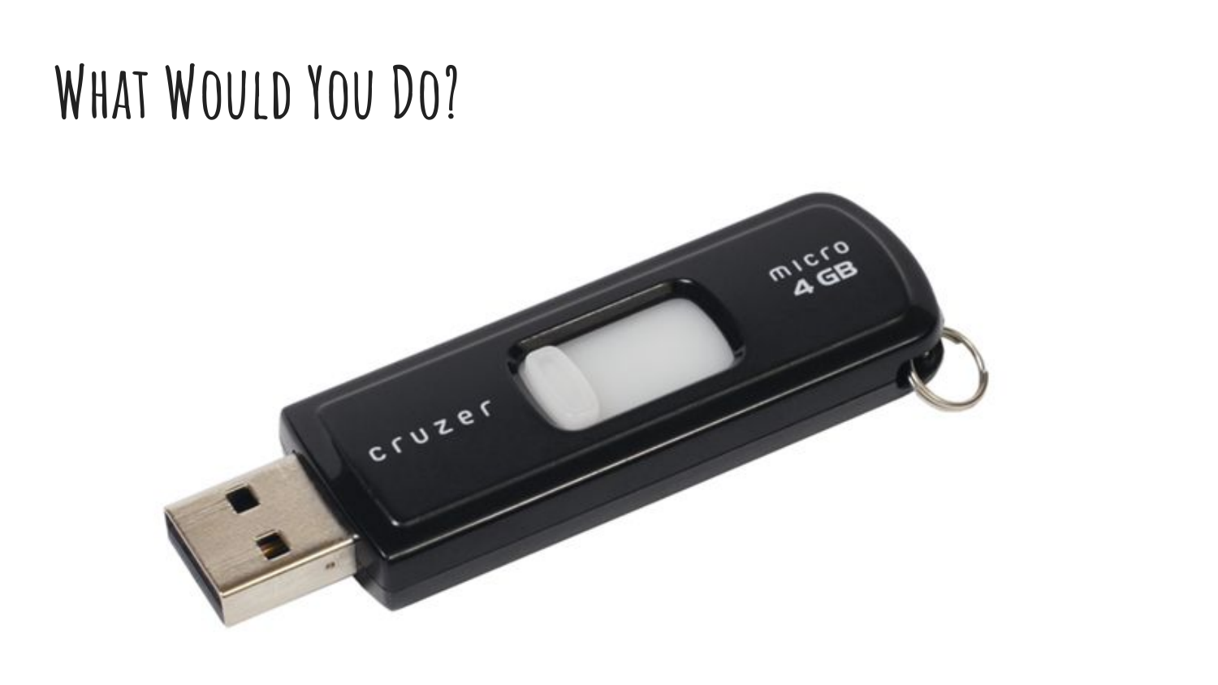# What Would You Do?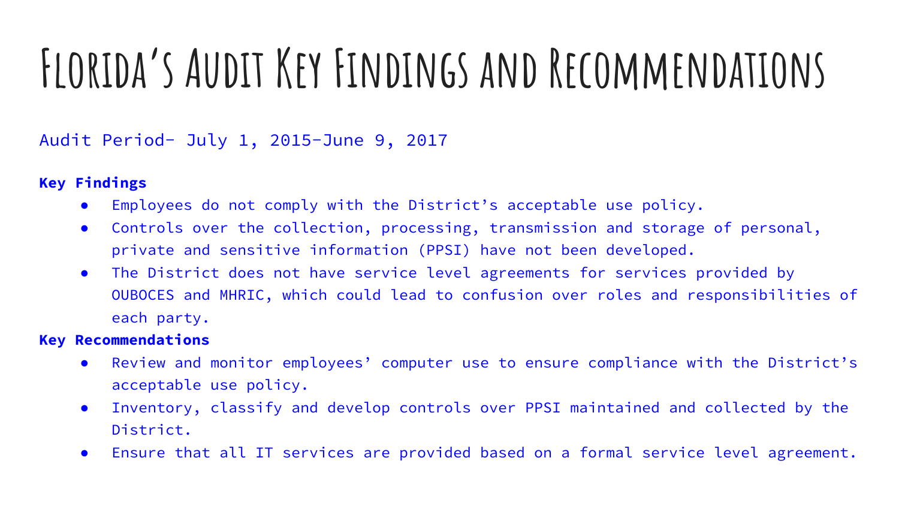# Florida's Audit Key Findings and Recommendations

Audit Period- July 1, 2015-June 9, 2017

**Key Findings**

- Employees do not comply with the District's acceptable use policy.
- Controls over the collection, processing, transmission and storage of personal, private and sensitive information (PPSI) have not been developed.
- The District does not have service level agreements for services provided by OUBOCES and MHRIC, which could lead to confusion over roles and responsibilities of each party.

**Key Recommendations**

- Review and monitor employees' computer use to ensure compliance with the District's acceptable use policy.
- Inventory, classify and develop controls over PPSI maintained and collected by the District.
- Ensure that all IT services are provided based on a formal service level agreement.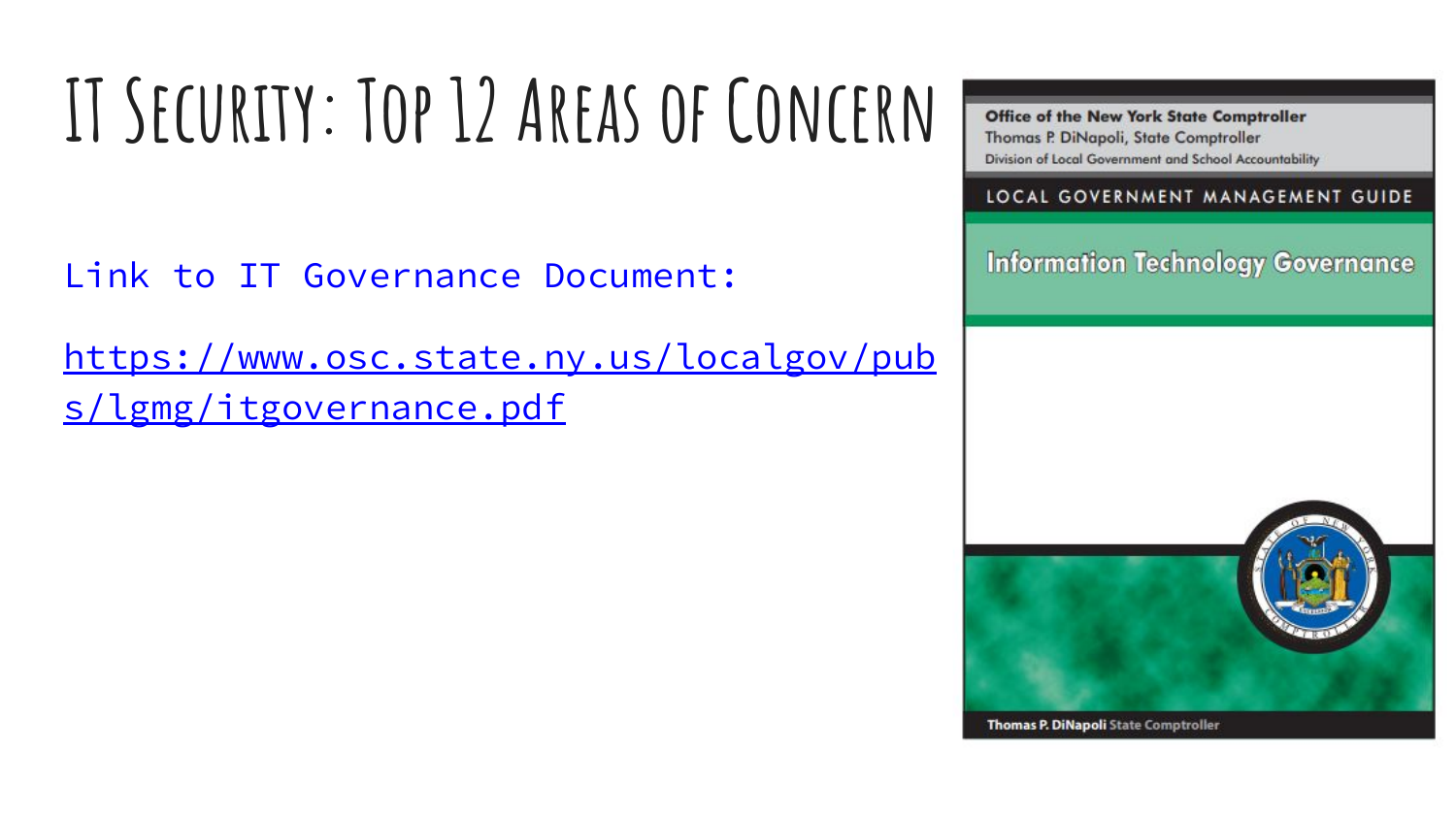# IT Security: Top 12 Areas of Concern

Link to IT Governance Document:

https://www.osc.state.ny.us/localgov/pubs/lgmg/itgovernance.pdf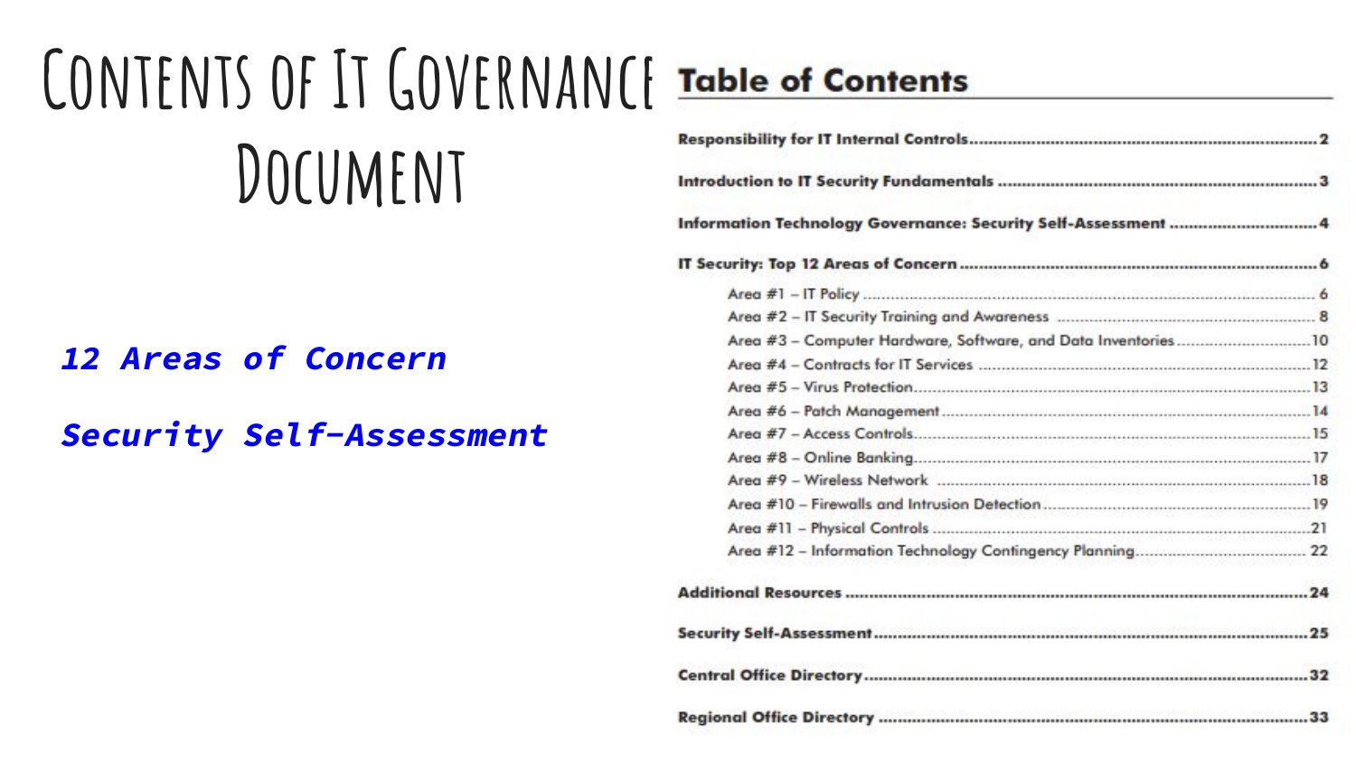# Contents of It Governance Document

***12 Areas of Concern***

***Security Self-Assessment***

## Table of Contents

**Responsibility for IT Internal Controls** .......... **2**

**Introduction to IT Security Fundamentals** .......... **3**

**Information Technology Governance: Security Self-Assessment** .......... **4**

**IT Security: Top 12 Areas of Concern** .......... **6**

- Area #1 – IT Policy .......... 6
- Area #2 – IT Security Training and Awareness .......... 8
- Area #3 – Computer Hardware, Software, and Data Inventories .......... 10
- Area #4 – Contracts for IT Services .......... 12
- Area #5 – Virus Protection .......... 13
- Area #6 – Patch Management .......... 14
- Area #7 – Access Controls .......... 15
- Area #8 – Online Banking .......... 17
- Area #9 – Wireless Network .......... 18
- Area #10 – Firewalls and Intrusion Detection .......... 19
- Area #11 – Physical Controls .......... 21
- Area #12 – Information Technology Contingency Planning .......... 22

**Additional Resources** .......... **24**

**Security Self-Assessment** .......... **25**

**Central Office Directory** .......... **32**

**Regional Office Directory** .......... **33**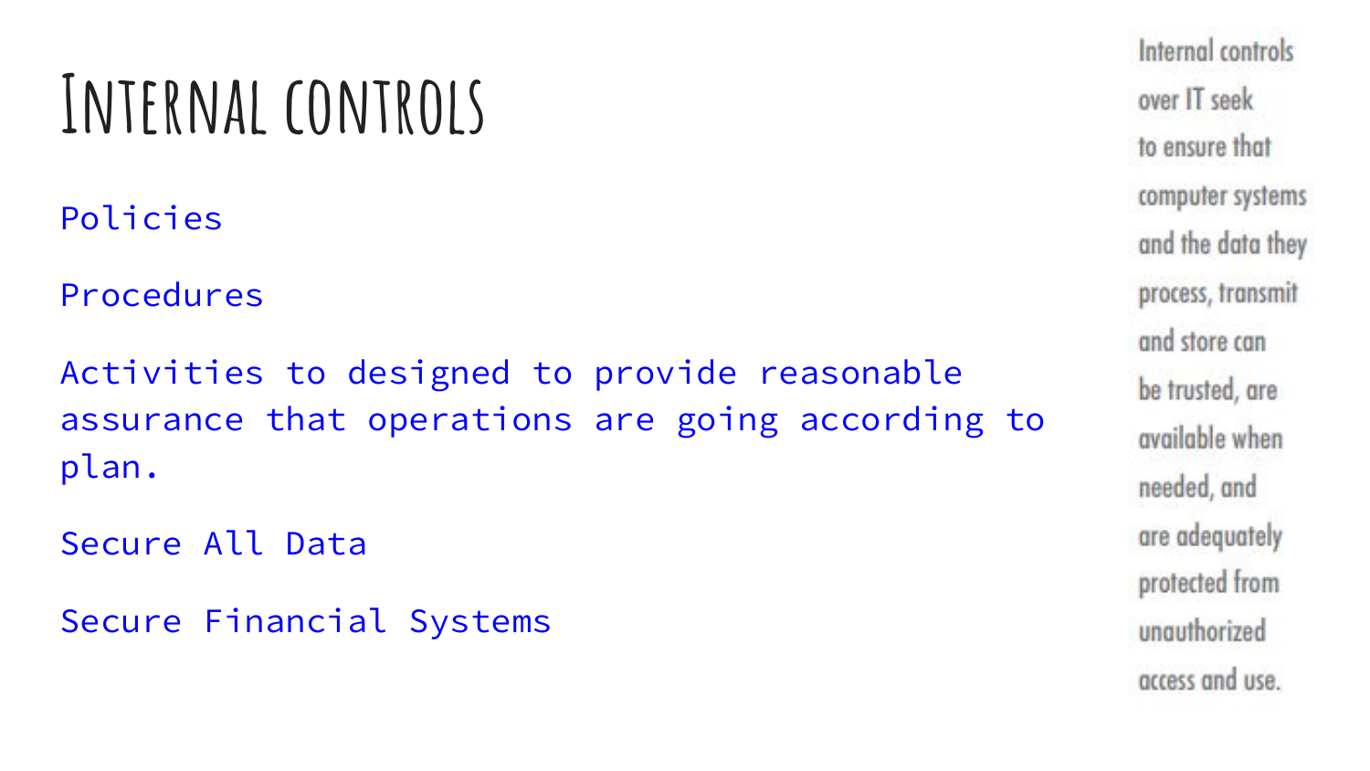# Internal controls

Policies

Procedures

Activities to designed to provide reasonable assurance that operations are going according to plan.

Secure All Data

Secure Financial Systems

Internal controls over IT seek to ensure that computer systems and the data they process, transmit and store can be trusted, are available when needed, and are adequately protected from unauthorized access and use.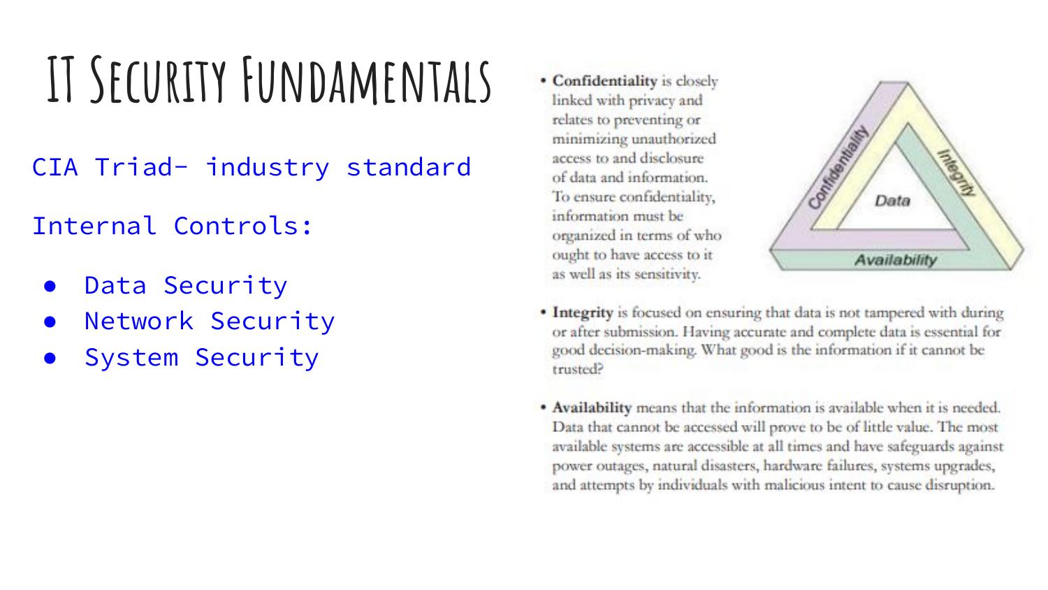# IT Security Fundamentals

CIA Triad- industry standard

Internal Controls:

- Data Security
- Network Security
- System Security

- **Confidentiality** is closely linked with privacy and relates to preventing or minimizing unauthorized access to and disclosure of data and information. To ensure confidentiality, information must be organized in terms of who ought to have access to it as well as its sensitivity.

- **Integrity** is focused on ensuring that data is not tampered with during or after submission. Having accurate and complete data is essential for good decision-making. What good is the information if it cannot be trusted?

- **Availability** means that the information is available when it is needed. Data that cannot be accessed will prove to be of little value. The most available systems are accessible at all times and have safeguards against power outages, natural disasters, hardware failures, systems upgrades, and attempts by individuals with malicious intent to cause disruption.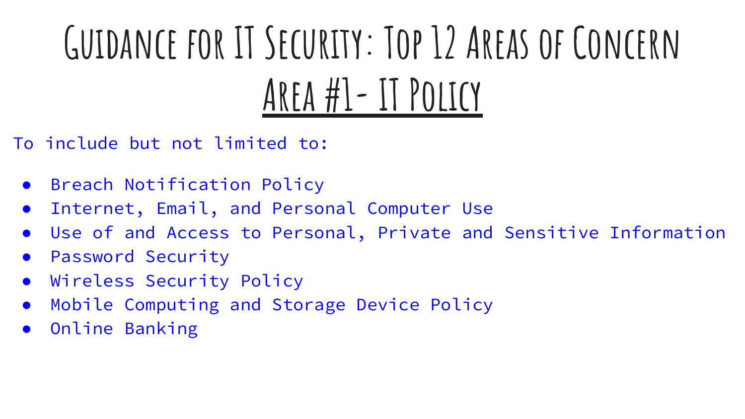# Guidance for IT Security: Top 12 Areas of Concern

## Area #1- IT Policy

To include but not limited to:

- Breach Notification Policy
- Internet, Email, and Personal Computer Use
- Use of and Access to Personal, Private and Sensitive Information
- Password Security
- Wireless Security Policy
- Mobile Computing and Storage Device Policy
- Online Banking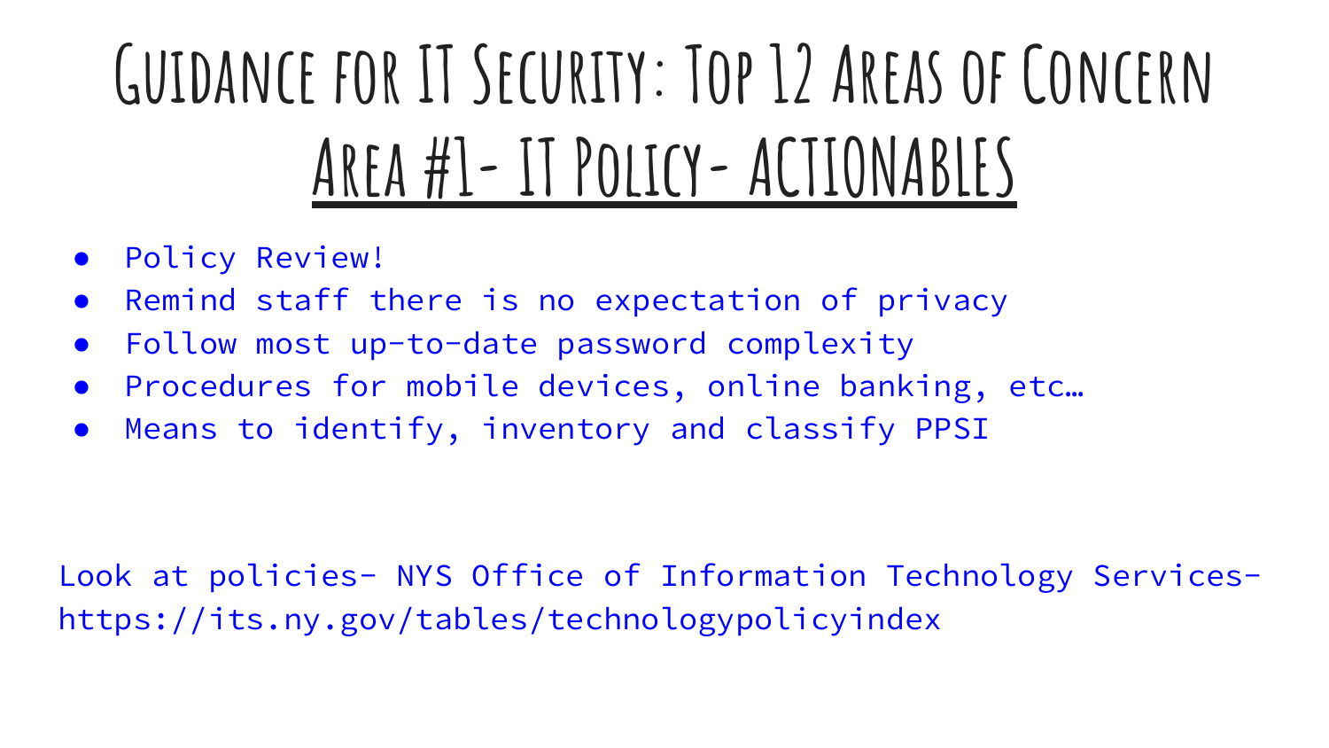# Guidance for IT Security: Top 12 Areas of Concern

## Area #1- IT Policy- ACTIONABLES

- Policy Review!
- Remind staff there is no expectation of privacy
- Follow most up-to-date password complexity
- Procedures for mobile devices, online banking, etc…
- Means to identify, inventory and classify PPSI

Look at policies- NYS Office of Information Technology Services- https://its.ny.gov/tables/technologypolicyindex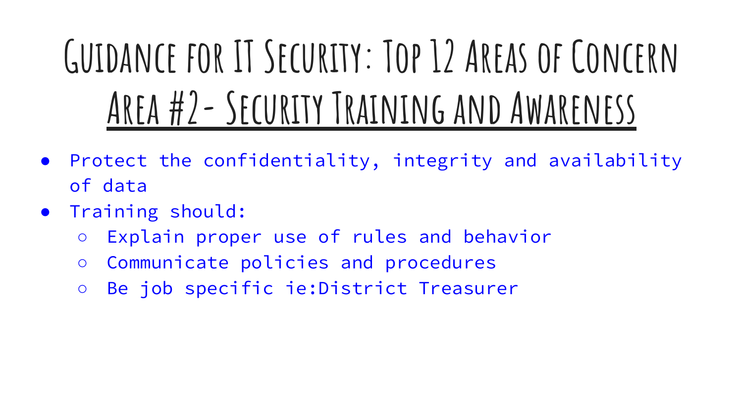# Guidance for IT Security: Top 12 Areas of Concern

## Area #2- Security Training and Awareness

- Protect the confidentiality, integrity and availability of data
- Training should:
  - Explain proper use of rules and behavior
  - Communicate policies and procedures
  - Be job specific ie:District Treasurer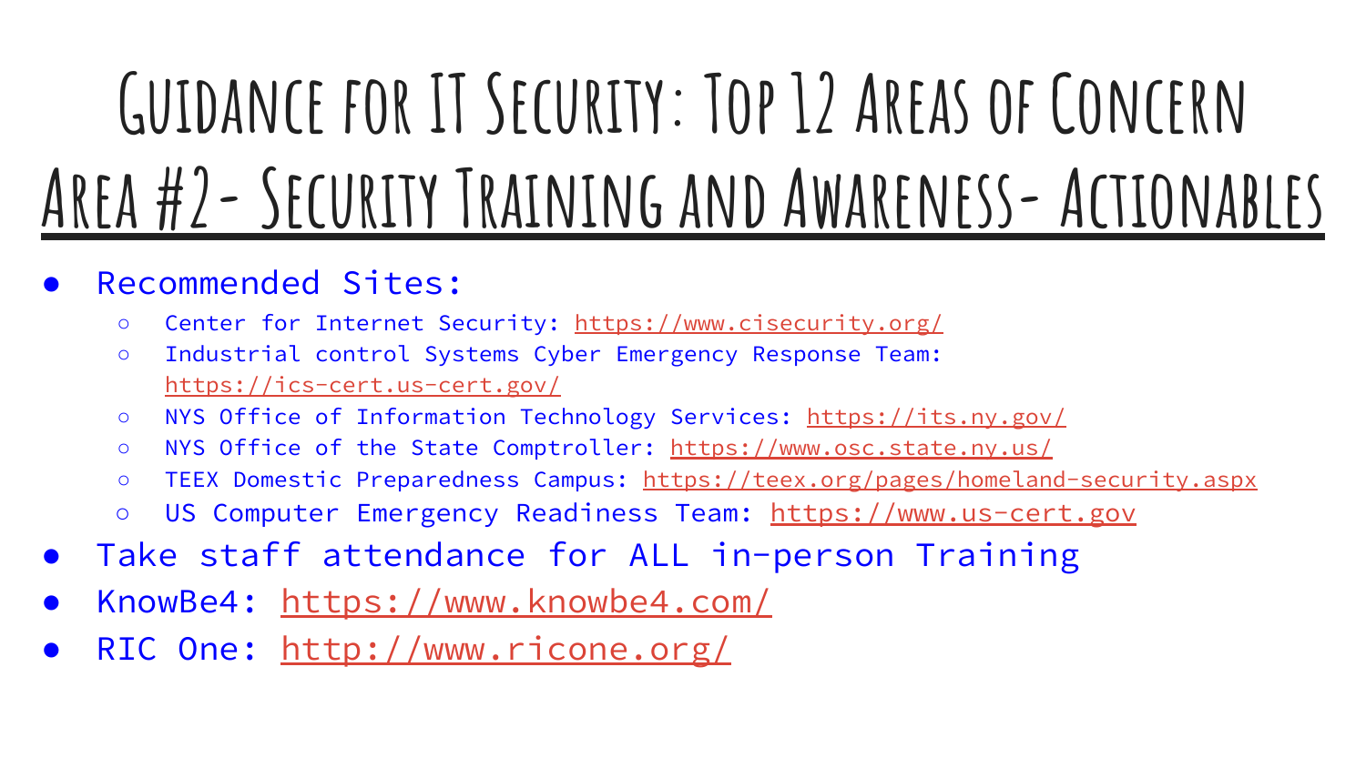# Guidance for IT Security: Top 12 Areas of Concern

## Area #2- Security Training and Awareness- Actionables

- Recommended Sites:
  - Center for Internet Security: https://www.cisecurity.org/
  - Industrial control Systems Cyber Emergency Response Team: https://ics-cert.us-cert.gov/
  - NYS Office of Information Technology Services: https://its.ny.gov/
  - NYS Office of the State Comptroller: https://www.osc.state.ny.us/
  - TEEX Domestic Preparedness Campus: https://teex.org/pages/homeland-security.aspx
  - US Computer Emergency Readiness Team: https://www.us-cert.gov
- Take staff attendance for ALL in-person Training
- KnowBe4: https://www.knowbe4.com/
- RIC One: http://www.ricone.org/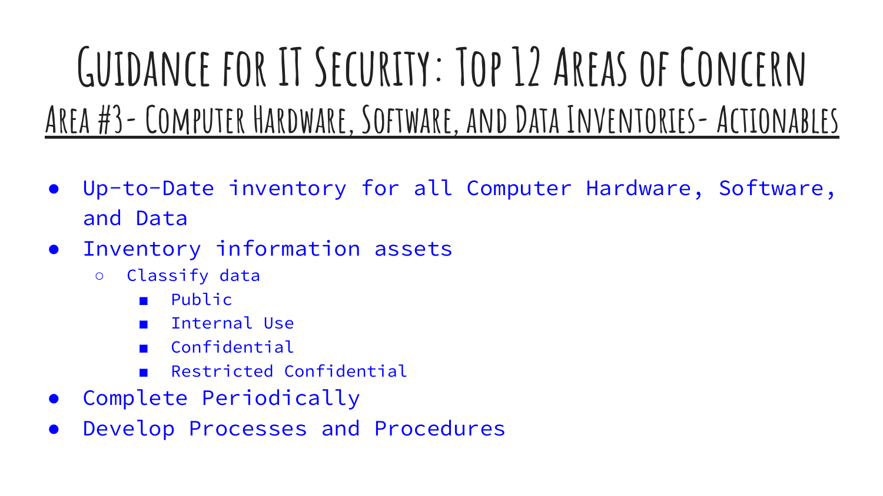# Guidance for IT Security: Top 12 Areas of Concern

## Area #3- Computer Hardware, Software, and Data Inventories- Actionables

- Up-to-Date inventory for all Computer Hardware, Software, and Data
- Inventory information assets
  - Classify data
    - Public
    - Internal Use
    - Confidential
    - Restricted Confidential
- Complete Periodically
- Develop Processes and Procedures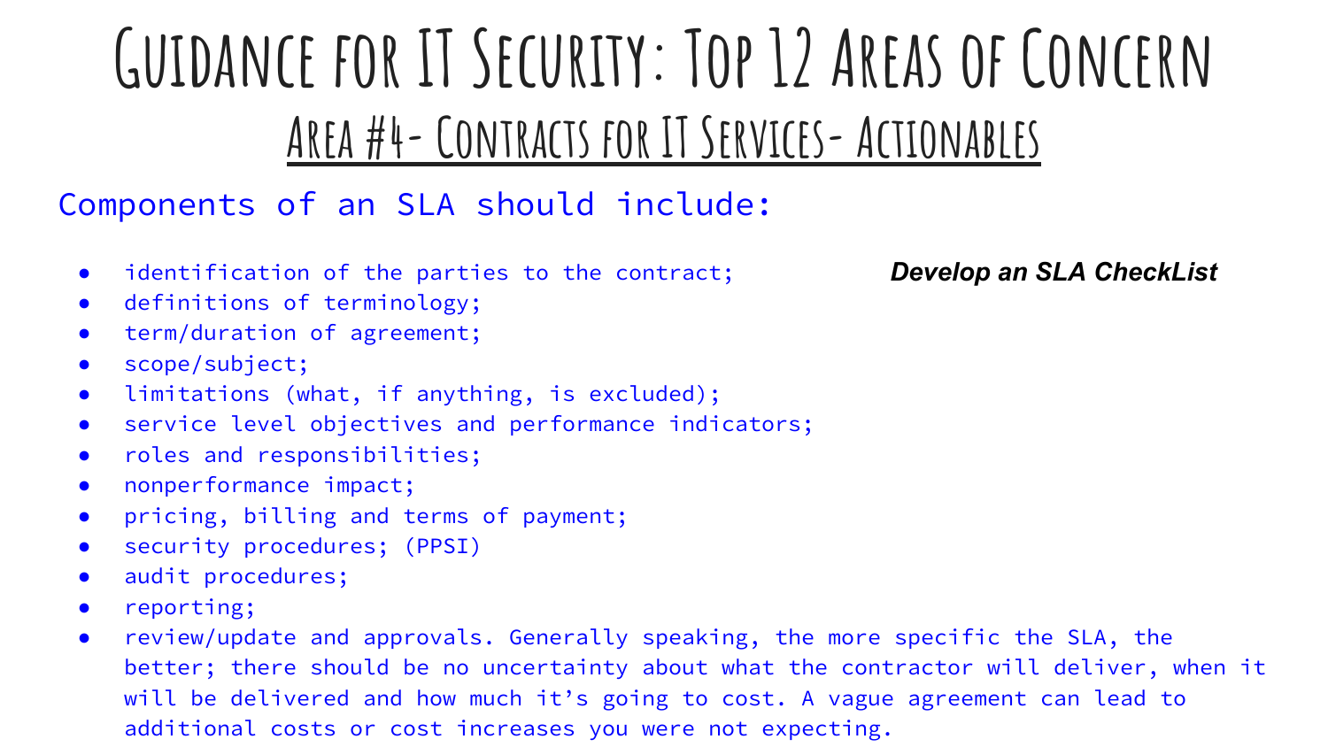# Guidance for IT Security: Top 12 Areas of Concern

## Area #4- Contracts for IT Services- Actionables

### Components of an SLA should include:

***Develop an SLA CheckList***

- identification of the parties to the contract;
- definitions of terminology;
- term/duration of agreement;
- scope/subject;
- limitations (what, if anything, is excluded);
- service level objectives and performance indicators;
- roles and responsibilities;
- nonperformance impact;
- pricing, billing and terms of payment;
- security procedures; (PPSI)
- audit procedures;
- reporting;
- review/update and approvals. Generally speaking, the more specific the SLA, the better; there should be no uncertainty about what the contractor will deliver, when it will be delivered and how much it's going to cost. A vague agreement can lead to additional costs or cost increases you were not expecting.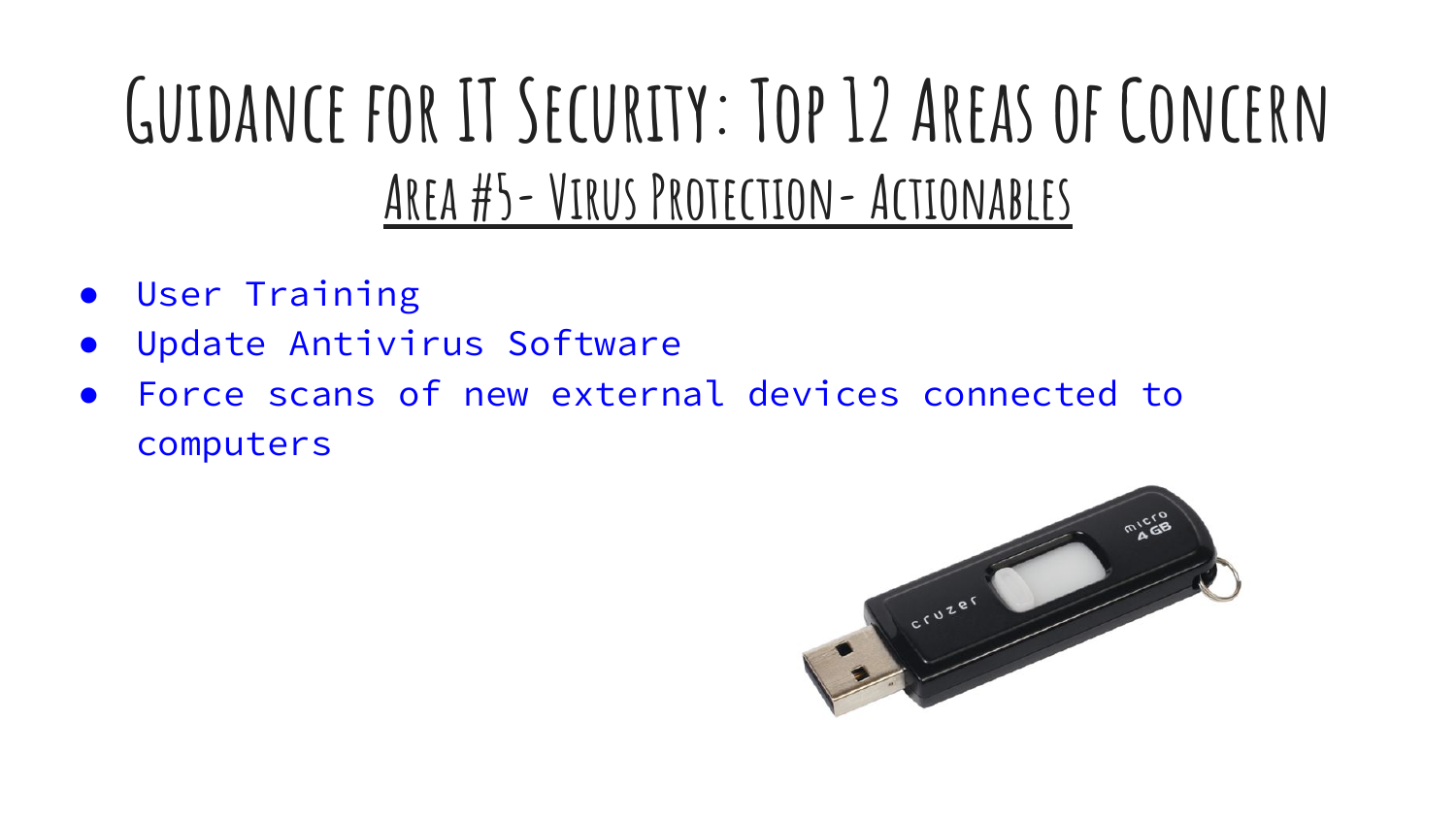# Guidance for IT Security: Top 12 Areas of Concern

## Area #5- Virus Protection- Actionables

- User Training
- Update Antivirus Software
- Force scans of new external devices connected to computers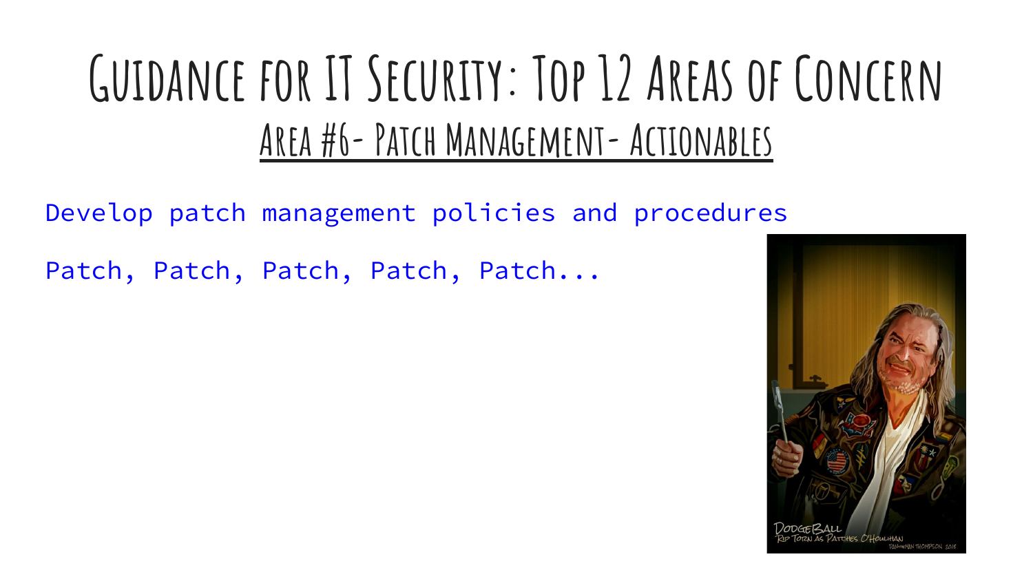# Guidance for IT Security: Top 12 Areas of Concern

## Area #6- Patch Management- Actionables

Develop patch management policies and procedures

Patch, Patch, Patch, Patch, Patch...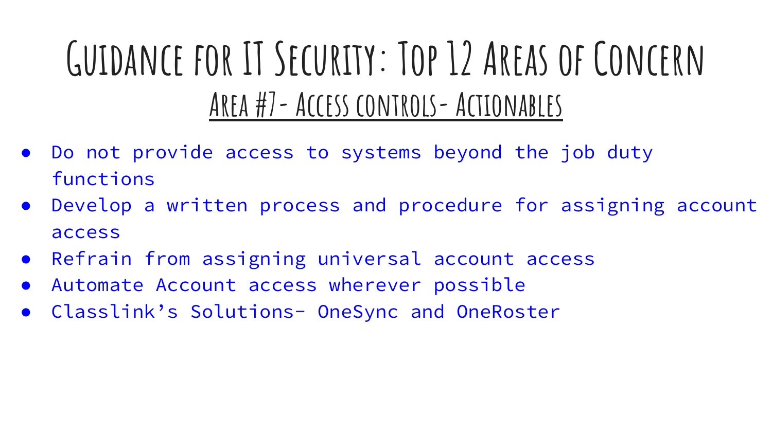# Guidance for IT Security: Top 12 Areas of Concern

## Area #7- Access controls- Actionables

- Do not provide access to systems beyond the job duty functions
- Develop a written process and procedure for assigning account access
- Refrain from assigning universal account access
- Automate Account access wherever possible
- Classlink's Solutions- OneSync and OneRoster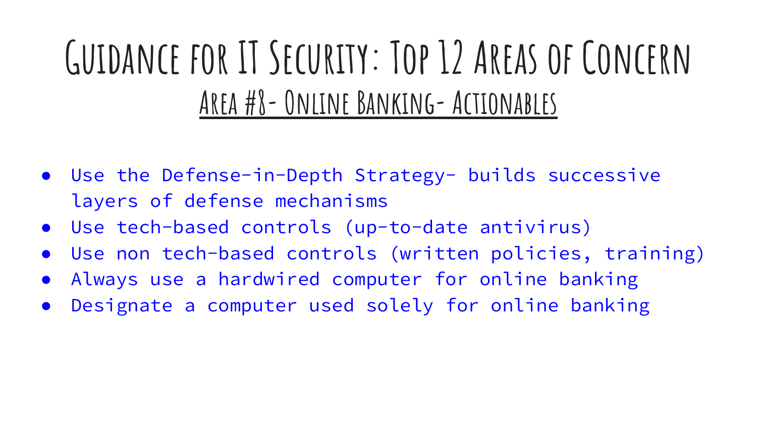# Guidance for IT Security: Top 12 Areas of Concern

## Area #8- Online Banking- Actionables

- Use the Defense-in-Depth Strategy- builds successive layers of defense mechanisms
- Use tech-based controls (up-to-date antivirus)
- Use non tech-based controls (written policies, training)
- Always use a hardwired computer for online banking
- Designate a computer used solely for online banking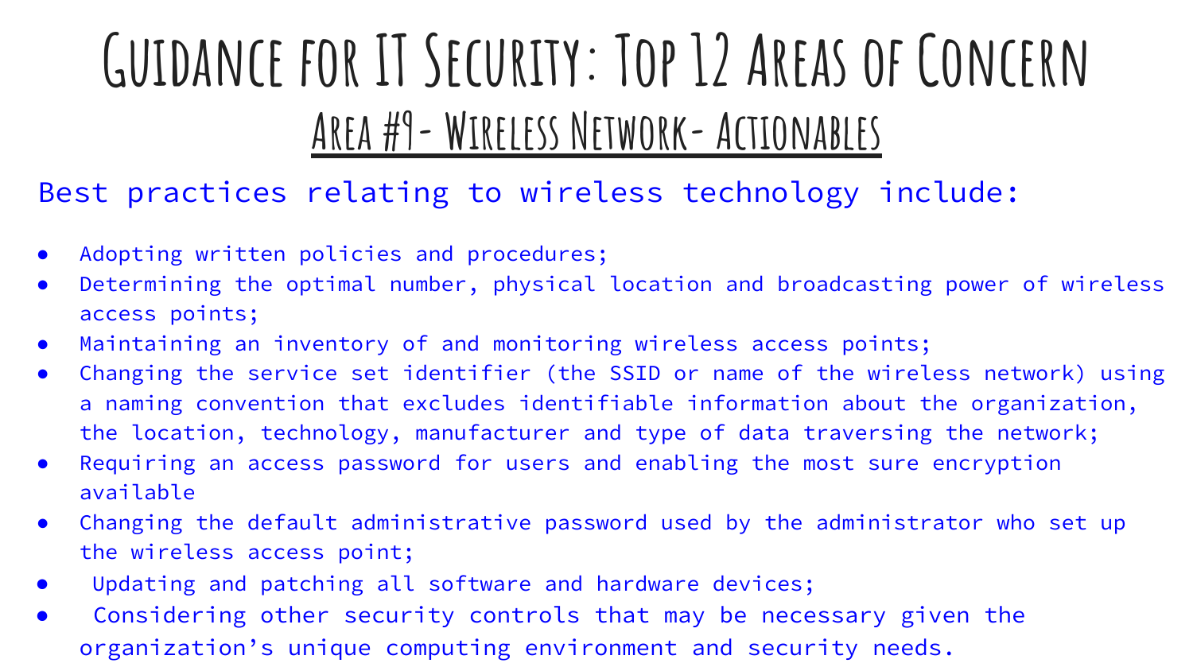# Guidance for IT Security: Top 12 Areas of Concern

## Area #9- Wireless Network- Actionables

Best practices relating to wireless technology include:

- Adopting written policies and procedures;
- Determining the optimal number, physical location and broadcasting power of wireless access points;
- Maintaining an inventory of and monitoring wireless access points;
- Changing the service set identifier (the SSID or name of the wireless network) using a naming convention that excludes identifiable information about the organization, the location, technology, manufacturer and type of data traversing the network;
- Requiring an access password for users and enabling the most sure encryption available
- Changing the default administrative password used by the administrator who set up the wireless access point;
- Updating and patching all software and hardware devices;
- Considering other security controls that may be necessary given the organization's unique computing environment and security needs.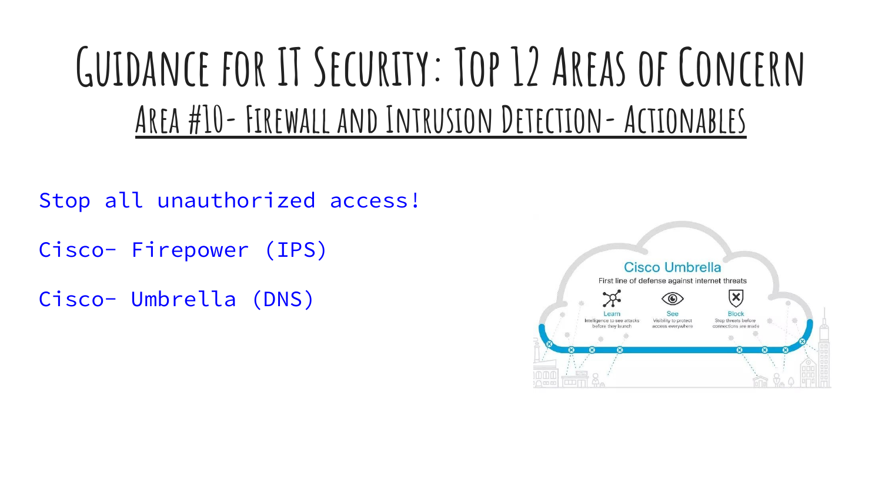# Guidance for IT Security: Top 12 Areas of Concern

## Area #10- Firewall and Intrusion Detection- Actionables

Stop all unauthorized access!

Cisco- Firepower (IPS)

Cisco- Umbrella (DNS)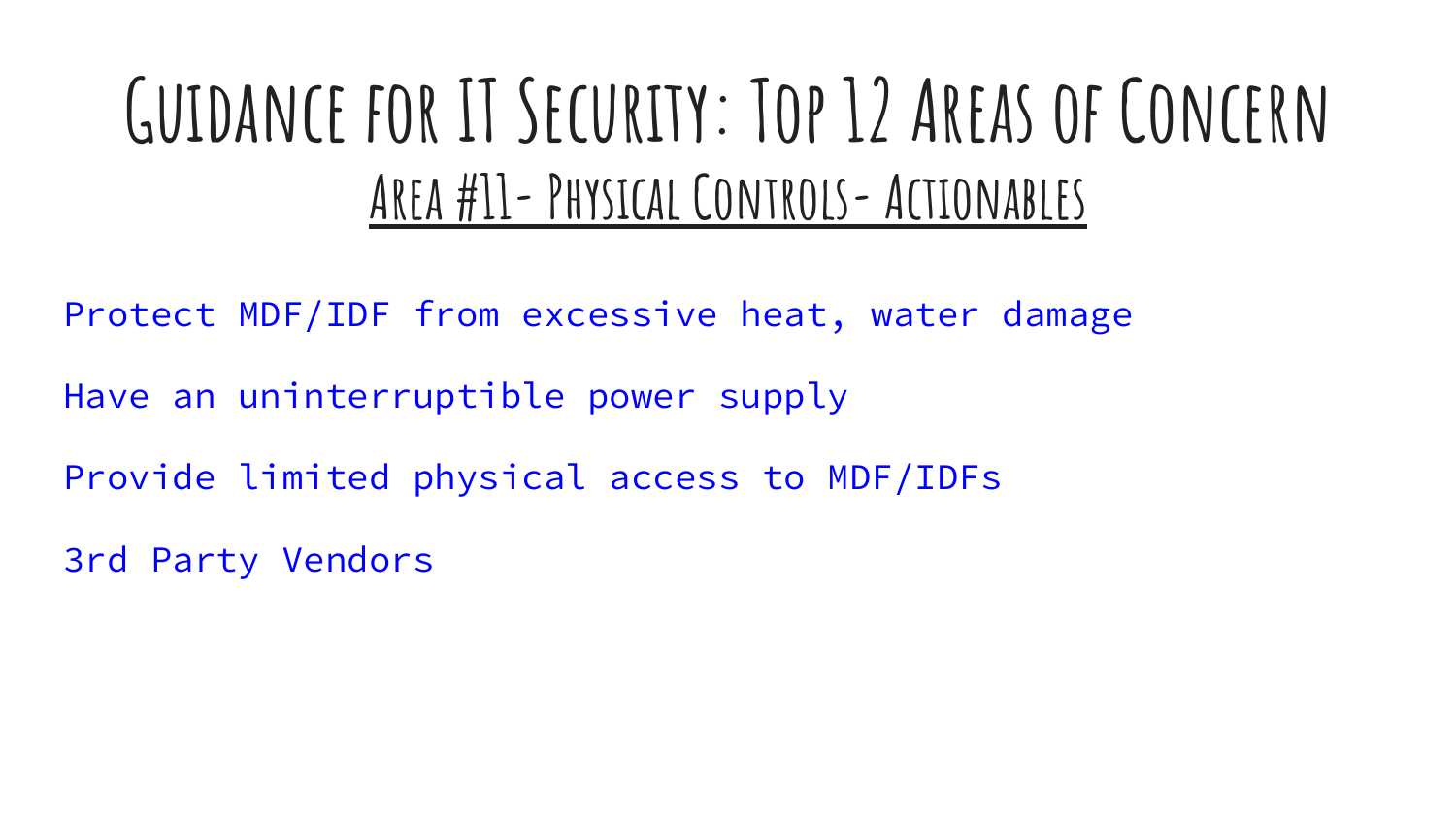# Guidance for IT Security: Top 12 Areas of Concern

## Area #11- Physical Controls- Actionables

Protect MDF/IDF from excessive heat, water damage

Have an uninterruptible power supply

Provide limited physical access to MDF/IDFs

3rd Party Vendors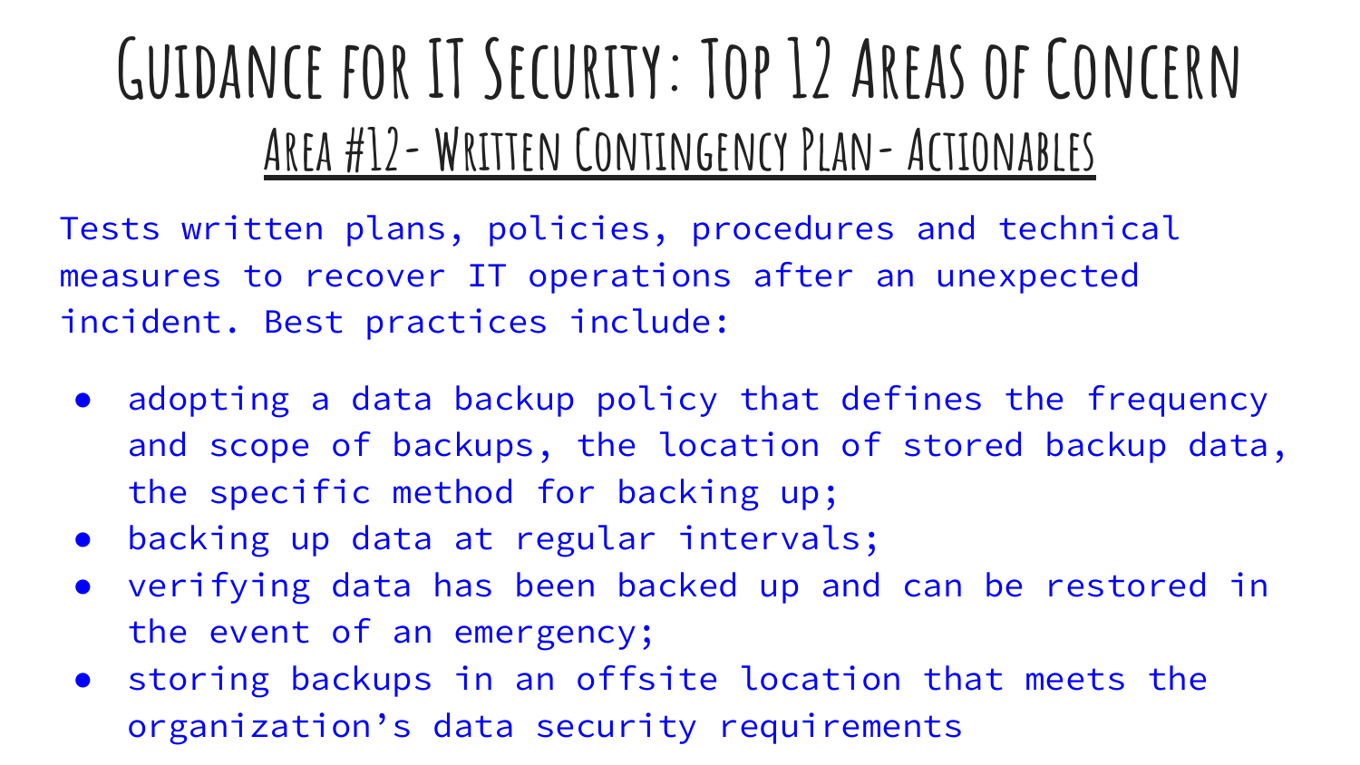# Guidance for IT Security: Top 12 Areas of Concern

## Area #12- Written Contingency Plan- Actionables

Tests written plans, policies, procedures and technical measures to recover IT operations after an unexpected incident. Best practices include:

- adopting a data backup policy that defines the frequency and scope of backups, the location of stored backup data, the specific method for backing up;
- backing up data at regular intervals;
- verifying data has been backed up and can be restored in the event of an emergency;
- storing backups in an offsite location that meets the organization's data security requirements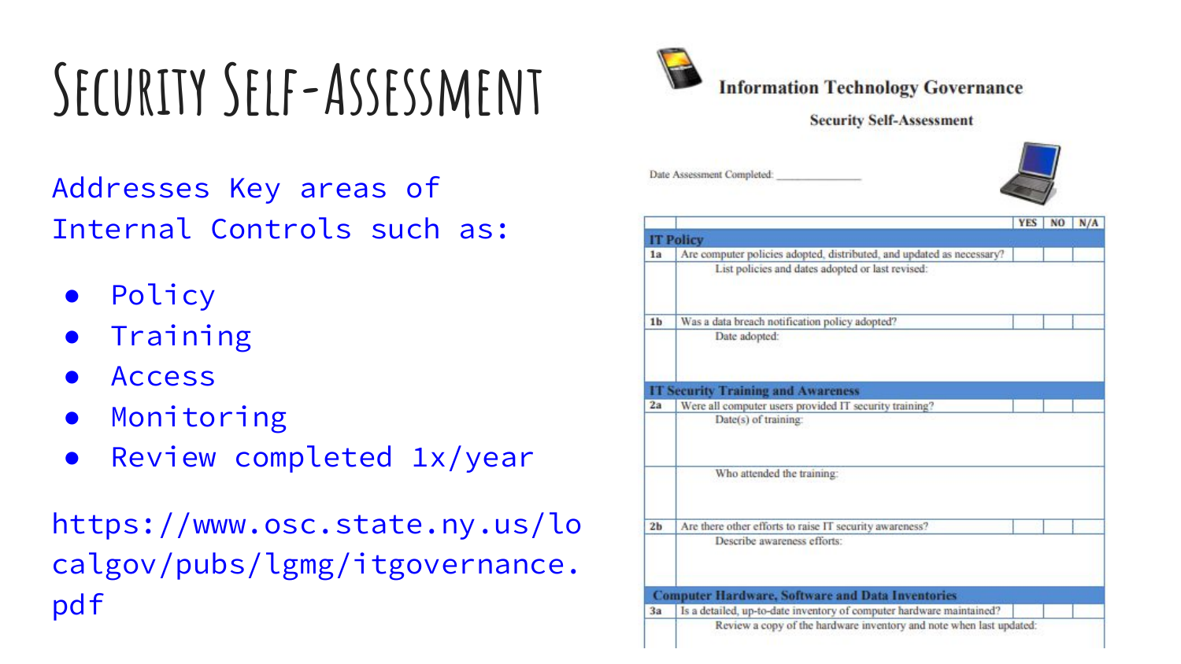# Security Self-Assessment

Addresses Key areas of Internal Controls such as:

- Policy
- Training
- Access
- Monitoring
- Review completed 1x/year

https://www.osc.state.ny.us/localgov/pubs/lgmg/itgovernance.pdf

**Information Technology Governance**

**Security Self-Assessment**

Date Assessment Completed: ______________

| | | YES | NO | N/A |
|---|---|---|---|---|
| **IT Policy** | | | | |
| 1a | Are computer policies adopted, distributed, and updated as necessary? | | | |
| | List policies and dates adopted or last revised: | | | |
| 1b | Was a data breach notification policy adopted? | | | |
| | Date adopted: | | | |
| **IT Security Training and Awareness** | | | | |
| 2a | Were all computer users provided IT security training? | | | |
| | Date(s) of training: | | | |
| | Who attended the training: | | | |
| 2b | Are there other efforts to raise IT security awareness? | | | |
| | Describe awareness efforts: | | | |
| **Computer Hardware, Software and Data Inventories** | | | | |
| 3a | Is a detailed, up-to-date inventory of computer hardware maintained? | | | |
| | Review a copy of the hardware inventory and note when last updated: | | | |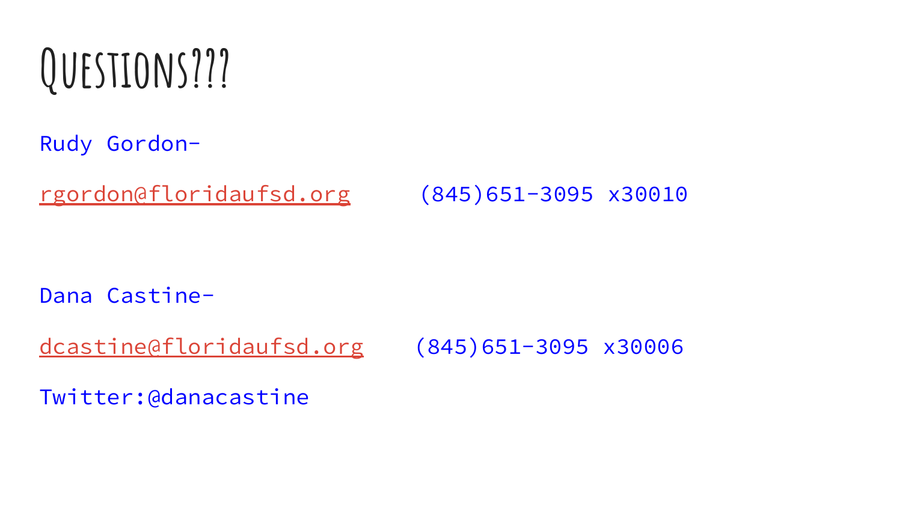# Questions???

Rudy Gordon-

rgordon@floridaufsd.org (845)651-3095 x30010

Dana Castine-

dcastine@floridaufsd.org (845)651-3095 x30006

Twitter:@danacastine